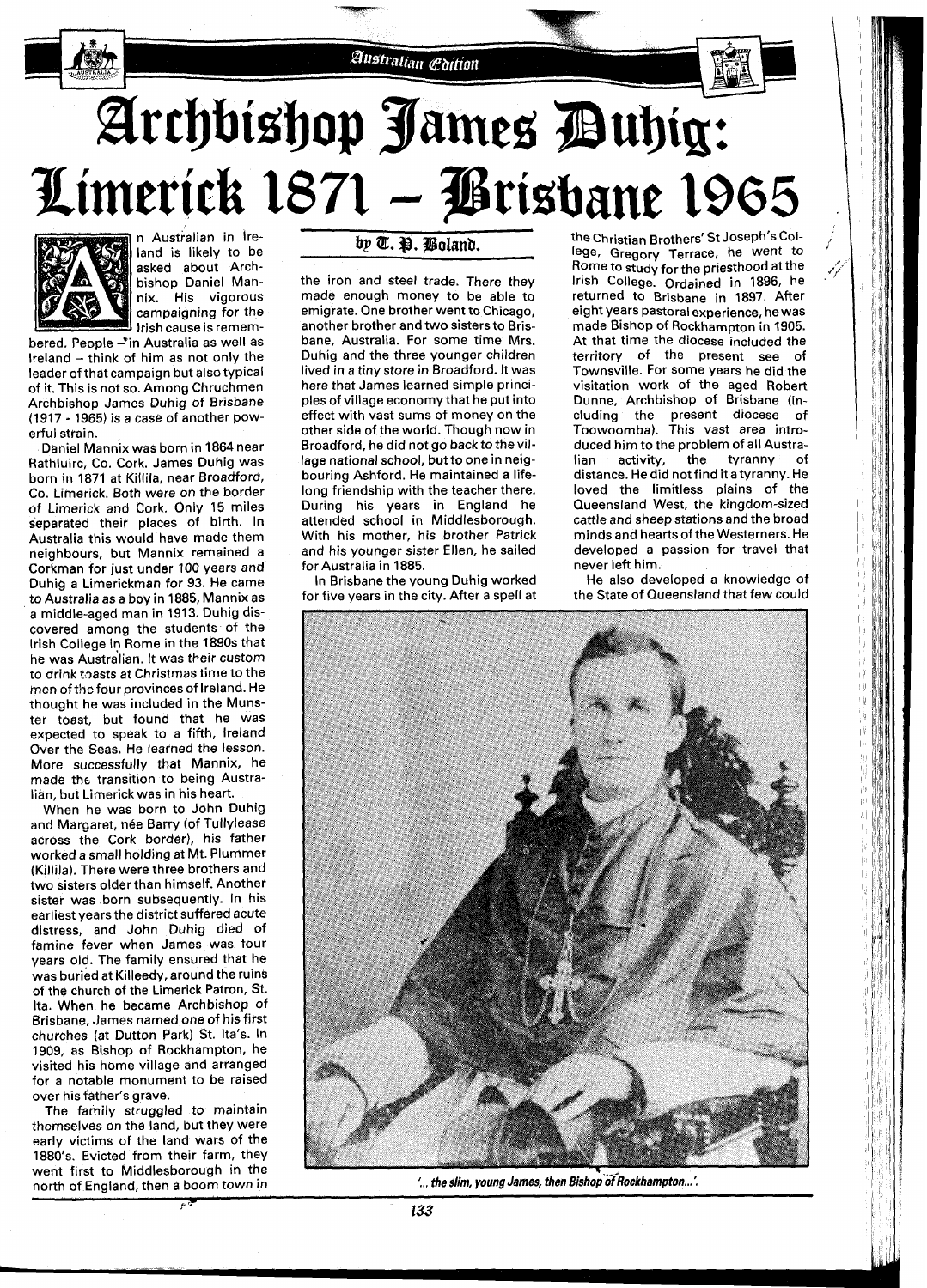# Archbishop James Duhig: Limerick 1871 – Brisbane 1965

by T. P. Boland.

An Australian in Ireland is likely to be asked about Archbishop Daniel Mannix. His vigorous campaigning for the Irish cause is remembered. People in Australia as well as Ireland – think of him as not only the leader of that campaign but also typical of it. This is not so. Among Chruchmen Archbishop James Duhig of Brisbane (1917 - 1965) is a case of another powerful strain.

Daniel Mannix was born in 1864 near Rathluirc, Co. Cork. James Duhig was born in 1871 at Killila, near Broadford, Co. Limerick. Both were on the border of Limerick and Cork. Only 15 miles separated their places of birth. In Australia this would have made them neighbours, but Mannix remained a Corkman for just under 100 years and Duhig a Limerickman for 93. He came to Australia as a boy in 1885, Mannix as a middle-aged man in 1913. Duhig discovered among the students of the Irish College in Rome in the 1890s that he was Australian. It was their custom to drink toasts at Christmas time to the men of the four provinces of Ireland. He thought he was included in the Munster toast, but found that he was expected to speak to a fifth, Ireland Over the Seas. He learned the lesson. More successfully that Mannix, he made the transition to being Australian, but Limerick was in his heart.

When he was born to John Duhig and Margaret, née Barry (of Tullylease across the Cork border), his father worked a small holding at Mt. Plummer (Killila). There were three brothers and two sisters older than himself. Another sister was born subsequently. In his earliest years the district suffered acute distress, and John Duhig died of famine fever when James was four years old. The family ensured that he was buried at Killeedy, around the ruins of the church of the Limerick Patron, St. Ita. When he became Archbishop of Brisbane, James named one of his first churches (at Dutton Park) St. Ita's. In 1909, as Bishop of Rockhampton, he visited his home village and arranged for a notable monument to be raised over his father's grave.

The family struggled to maintain themselves on the land, but they were early victims of the land wars of the 1880's. Evicted from their farm, they went first to Middlesborough in the north of England, then a boom town in the iron and steel trade. There they made enough money to be able to emigrate. One brother went to Chicago, another brother and two sisters to Brisbane, Australia. For some time Mrs. Duhig and the three younger children lived in a tiny store in Broadford. It was here that James learned simple principles of village economy that he put into effect with vast sums of money on the other side of the world. Though now in Broadford, he did not go back to the village national school, but to one in neigbouring Ashford. He maintained a lifelong friendship with the teacher there. During his years in England he attended school in Middlesborough. With his mother, his brother Patrick and his younger sister Ellen, he sailed for Australia in 1885.

In Brisbane the young Duhig worked for five years in the city. After a spell at the Christian Brothers' St Joseph's College, Gregory Terrace, he went to Rome to study for the priesthood at the Irish College. Ordained in 1896, he returned to Brisbane in 1897. After eight years pastoral experience, he was made Bishop of Rockhampton in 1905. At that time the diocese included the territory of the present see of Townsville. For some years he did the visitation work of the aged Robert Dunne, Archbishop of Brisbane (including the present diocese of Toowoomba). This vast area introduced him to the problem of all Australian activity, the tyranny of distance. He did not find it a tyranny. He loved the limitless plains of the Queensland West, the kingdom-sized cattle and sheep stations and the broad minds and hearts of the Westerners. He developed a passion for travel that never left him.

He also developed a knowledge of the State of Queensland that few could

*'... the slim, young James, then Bishop of Rockhampton...'.*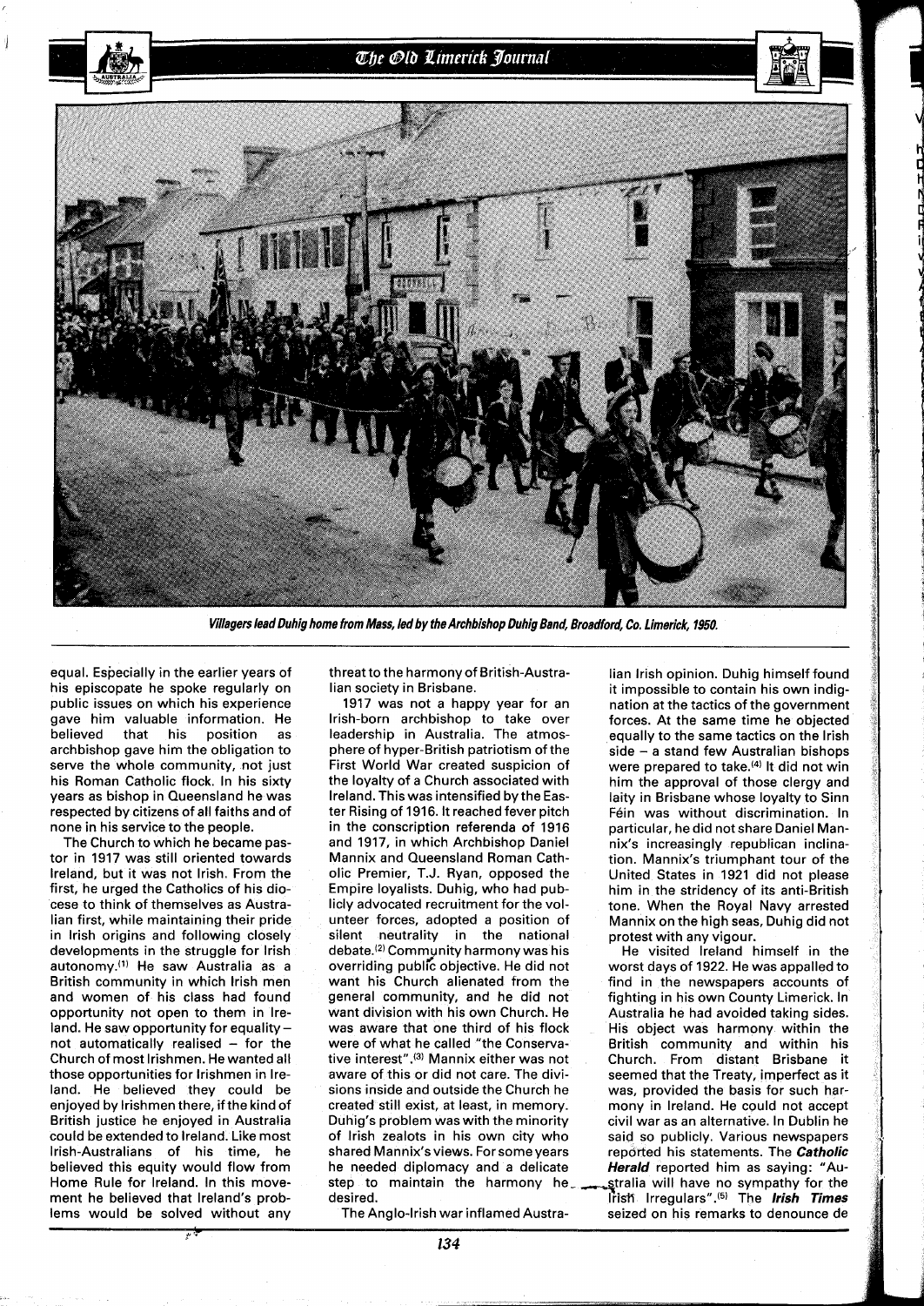*Villagers lead Duhig home from Mass, led by the Archbishop Duhig Band, Broadford, Co. Limerick, 1950.*

equal. Especially in the earlier years of his episcopate he spoke regularly on public issues on which his experience gave him valuable information. He believed that his position as archbishop gave him the obligation to serve the whole community, not just his Roman Catholic flock. In his sixty years as bishop in Queensland he was respected by citizens of all faiths and of none in his service to the people.

The Church to which he became pastor in 1917 was still oriented towards Ireland, but it was not Irish. From the first, he urged the Catholics of his diocese to think of themselves as Australian first, while maintaining their pride in Irish origins and following closely developments in the struggle for Irish autonomy.[1] He saw Australia as a British community in which Irish men and women of his class had found opportunity not open to them in Ireland. He saw opportunity for equality – not automatically realised – for the Church of most Irishmen. He wanted all those opportunities for Irishmen in Ireland. He believed they could be enjoyed by Irishmen there, if the kind of British justice he enjoyed in Australia could be extended to Ireland. Like most Irish-Australians of his time, he believed this equity would flow from Home Rule for Ireland. In this movement he believed that Ireland's problems would be solved without any threat to the harmony of British-Australian society in Brisbane.

1917 was not a happy year for an Irish-born archbishop to take over leadership in Australia. The atmosphere of hyper-British patriotism of the First World War created suspicion of the loyalty of a Church associated with Ireland. This was intensified by the Easter Rising of 1916. It reached fever pitch in the conscription referenda of 1916 and 1917, in which Archbishop Daniel Mannix and Queensland Roman Catholic Premier, T.J. Ryan, opposed the Empire loyalists. Duhig, who had publicly advocated recruitment for the volunteer forces, adopted a position of silent neutrality in the national debate.[2] Community harmony was his overriding public objective. He did not want his Church alienated from the general community, and he did not want division with his own Church. He was aware that one third of his flock were of what he called "the Conservative interest".[3] Mannix either was not aware of this or did not care. The divisions inside and outside the Church he created still exist, at least, in memory. Duhig's problem was with the minority of Irish zealots in his own city who shared Mannix's views. For some years he needed diplomacy and a delicate step to maintain the harmony he desired.

The Anglo-Irish war inflamed Australian Irish opinion. Duhig himself found it impossible to contain his own indignation at the tactics of the government forces. At the same time he objected equally to the same tactics on the Irish side – a stand few Australian bishops were prepared to take.[4] It did not win him the approval of those clergy and laity in Brisbane whose loyalty to Sinn Féin was without discrimination. In particular, he did not share Daniel Mannix's increasingly republican inclination. Mannix's triumphant tour of the United States in 1921 did not please him in the stridency of its anti-British tone. When the Royal Navy arrested Mannix on the high seas, Duhig did not protest with any vigour.

He visited Ireland himself in the worst days of 1922. He was appalled to find in the newspapers accounts of fighting in his own County Limerick. In Australia he had avoided taking sides. His object was harmony within the British community and within his Church. From distant Brisbane it seemed that the Treaty, imperfect as it was, provided the basis for such harmony in Ireland. He could not accept civil war as an alternative. In Dublin he said so publicly. Various newspapers reported his statements. The ***Catholic Herald*** reported him as saying: "Australia will have no sympathy for the Irish Irregulars".[5] The ***Irish Times*** seized on his remarks to denounce de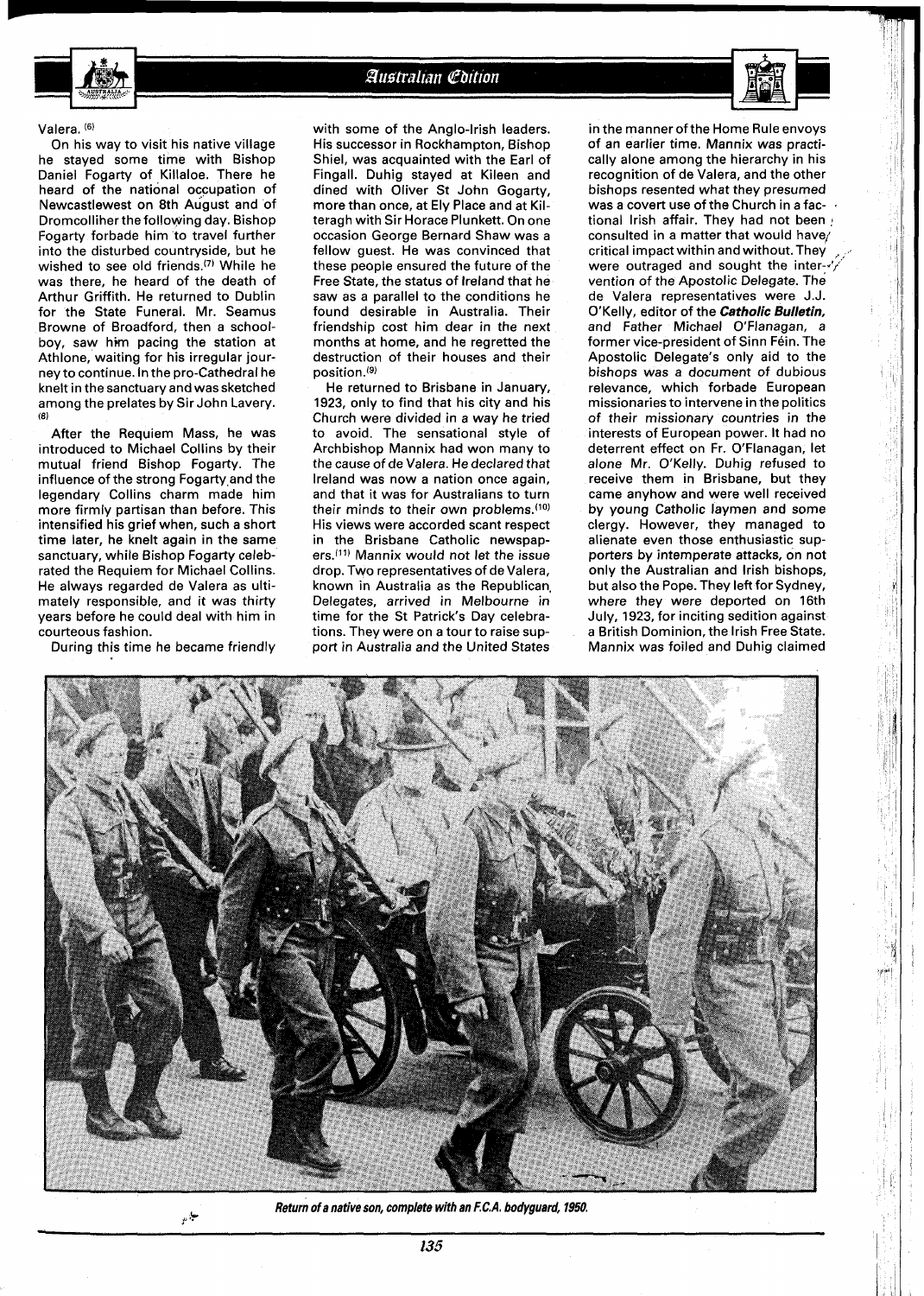Valera.[6]

On his way to visit his native village he stayed some time with Bishop Daniel Fogarty of Killaloe. There he heard of the national occupation of Newcastlewest on 8th August and of Dromcolliher the following day. Bishop Fogarty forbade him to travel further into the disturbed countryside, but he wished to see old friends.[7] While he was there, he heard of the death of Arthur Griffith. He returned to Dublin for the State Funeral. Mr. Seamus Browne of Broadford, then a schoolboy, saw him pacing the station at Athlone, waiting for his irregular journey to continue. In the pro-Cathedral he knelt in the sanctuary and was sketched among the prelates by Sir John Lavery.[8]

After the Requiem Mass, he was introduced to Michael Collins by their mutual friend Bishop Fogarty. The influence of the strong Fogarty and the legendary Collins charm made him more firmly partisan than before. This intensified his grief when, such a short time later, he knelt again in the same sanctuary, while Bishop Fogarty celebrated the Requiem for Michael Collins. He always regarded de Valera as ultimately responsible, and it was thirty years before he could deal with him in courteous fashion.

During this time he became friendly with some of the Anglo-Irish leaders. His successor in Rockhampton, Bishop Shiel, was acquainted with the Earl of Fingall. Duhig stayed at Kileen and dined with Oliver St John Gogarty, more than once, at Ely Place and at Kilteragh with Sir Horace Plunkett. On one occasion George Bernard Shaw was a fellow guest. He was convinced that these people ensured the future of the Free State, the status of Ireland that he saw as a parallel to the conditions he found desirable in Australia. Their friendship cost him dear in the next months at home, and he regretted the destruction of their houses and their position.[9]

He returned to Brisbane in January, 1923, only to find that his city and his Church were divided in a way he tried to avoid. The sensational style of Archbishop Mannix had won many to the cause of de Valera. He declared that Ireland was now a nation once again, and that it was for Australians to turn their minds to their own problems.[10] His views were accorded scant respect in the Brisbane Catholic newspapers.[11] Mannix would not let the issue drop. Two representatives of de Valera, known in Australia as the Republican Delegates, arrived in Melbourne in time for the St Patrick's Day celebrations. They were on a tour to raise support in Australia and the United States in the manner of the Home Rule envoys of an earlier time. Mannix was practically alone among the hierarchy in his recognition of de Valera, and the other bishops resented what they presumed was a covert use of the Church in a factional Irish affair. They had not been consulted in a matter that would have critical impact within and without. They were outraged and sought the intervention of the Apostolic Delegate. The de Valera representatives were J.J. O'Kelly, editor of the ***Catholic Bulletin***, and Father Michael O'Flanagan, a former vice-president of Sinn Féin. The Apostolic Delegate's only aid to the bishops was a document of dubious relevance, which forbade European missionaries to intervene in the politics of their missionary countries in the interests of European power. It had no deterrent effect on Fr. O'Flanagan, let alone Mr. O'Kelly. Duhig refused to receive them in Brisbane, but they came anyhow and were well received by young Catholic laymen and some clergy. However, they managed to alienate even those enthusiastic supporters by intemperate attacks, on not only the Australian and Irish bishops, but also the Pope. They left for Sydney, where they were deported on 16th July, 1923, for inciting sedition against a British Dominion, the Irish Free State. Mannix was foiled and Duhig claimed

***Return of a native son, complete with an F.C.A. bodyguard, 1950.***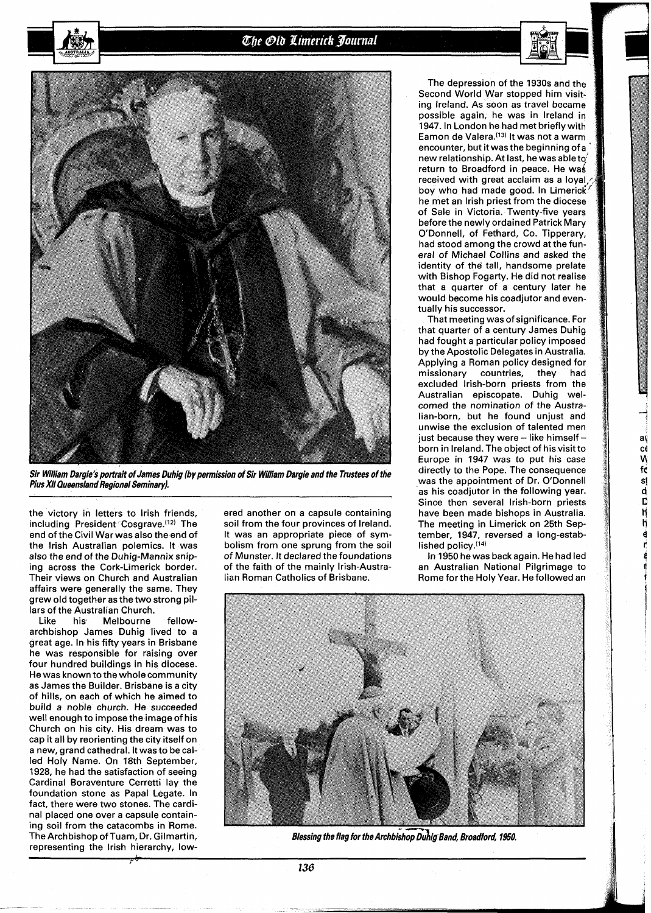*Sir William Dargie's portrait of James Duhig (by permission of Sir William Dargie and the Trustees of the Pius XII Queensland Regional Seminary).*

the victory in letters to Irish friends, including President Cosgrave.[12] The end of the Civil War was also the end of the Irish Australian polemics. It was also the end of the Duhig-Mannix sniping across the Cork-Limerick border. Their views on Church and Australian affairs were generally the same. They grew old together as the two strong pillars of the Australian Church.

Like his Melbourne fellow-archbishop James Duhig lived to a great age. In his fifty years in Brisbane he was responsible for raising over four hundred buildings in his diocese. He was known to the whole community as James the Builder. Brisbane is a city of hills, on each of which he aimed to build a noble church. He succeeded well enough to impose the image of his Church on his city. His dream was to cap it all by reorienting the city itself on a new, grand cathedral. It was to be called Holy Name. On 18th September, 1928, he had the satisfaction of seeing Cardinal Boraventure Cerretti lay the foundation stone as Papal Legate. In fact, there were two stones. The cardinal placed one over a capsule containing soil from the catacombs in Rome. The Archbishop of Tuam, Dr. Gilmartin, representing the Irish hierarchy, lowered another on a capsule containing soil from the four provinces of Ireland. It was an appropriate piece of symbolism from one sprung from the soil of Munster. It declared the foundations of the faith of the mainly Irish-Australian Roman Catholics of Brisbane.

The depression of the 1930s and the Second World War stopped him visiting Ireland. As soon as travel became possible again, he was in Ireland in 1947. In London he had met briefly with Eamon de Valera.[13] It was not a warm encounter, but it was the beginning of a new relationship. At last, he was able to return to Broadford in peace. He was received with great acclaim as a loyal boy who had made good. In Limerick he met an Irish priest from the diocese of Sale in Victoria. Twenty-five years before the newly ordained Patrick Mary O'Donnell, of Fethard, Co. Tipperary, had stood among the crowd at the funeral of Michael Collins and asked the identity of the tall, handsome prelate with Bishop Fogarty. He did not realise that a quarter of a century later he would become his coadjutor and eventually his successor.

That meeting was of significance. For that quarter of a century James Duhig had fought a particular policy imposed by the Apostolic Delegates in Australia. Applying a Roman policy designed for missionary countries, they had excluded Irish-born priests from the Australian episcopate. Duhig welcomed the nomination of the Australian-born, but he found unjust and unwise the exclusion of talented men just because they were – like himself – born in Ireland. The object of his visit to Europe in 1947 was to put his case directly to the Pope. The consequence was the appointment of Dr. O'Donnell as his coadjutor in the following year. Since then several Irish-born priests have been made bishops in Australia. The meeting in Limerick on 25th September, 1947, reversed a long-established policy.[14]

In 1950 he was back again. He had led an Australian National Pilgrimage to Rome for the Holy Year. He followed an

*Blessing the flag for the Archbishop Duhig Band, Broadford, 1950.*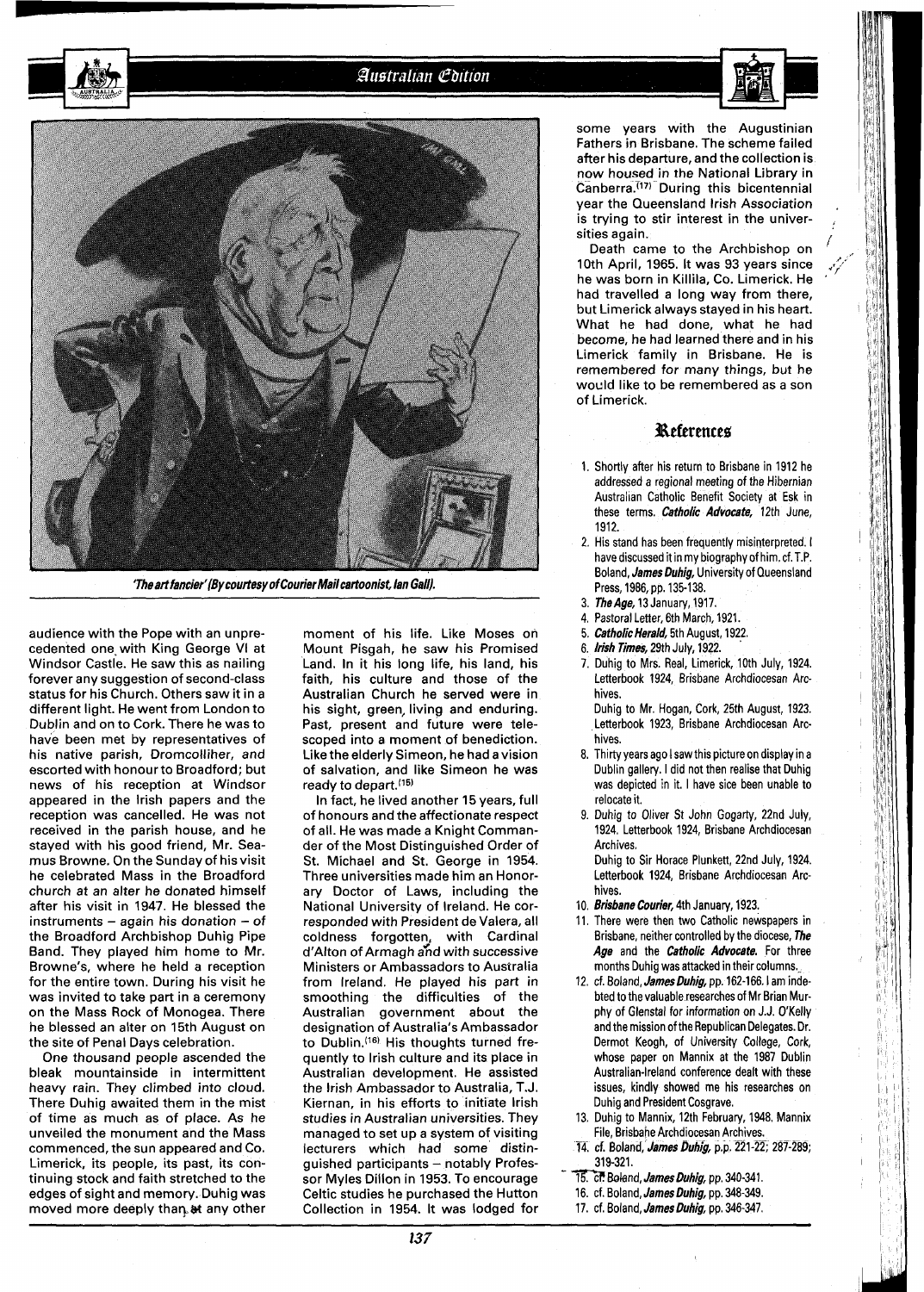'The art fancier' (By courtesy of Courier Mail cartoonist, Ian Gall).

audience with the Pope with an unprecedented one with King George VI at Windsor Castle. He saw this as nailing forever any suggestion of second-class status for his Church. Others saw it in a different light. He went from London to Dublin and on to Cork. There he was to have been met by representatives of his native parish, Dromcolliher, and escorted with honour to Broadford; but news of his reception at Windsor appeared in the Irish papers and the reception was cancelled. He was not received in the parish house, and he stayed with his good friend, Mr. Seamus Browne. On the Sunday of his visit he celebrated Mass in the Broadford church at an alter he donated himself after his visit in 1947. He blessed the instruments – again his donation – of the Broadford Archbishop Duhig Pipe Band. They played him home to Mr. Browne's, where he held a reception for the entire town. During his visit he was invited to take part in a ceremony on the Mass Rock of Monogea. There he blessed an alter on 15th August on the site of Penal Days celebration.

One thousand people ascended the bleak mountainside in intermittent heavy rain. They climbed into cloud. There Duhig awaited them in the mist of time as much as of place. As he unveiled the monument and the Mass commenced, the sun appeared and Co. Limerick, its people, its past, its continuing stock and faith stretched to the edges of sight and memory. Duhig was moved more deeply than at any other moment of his life. Like Moses on Mount Pisgah, he saw his Promised Land. In it his long life, his land, his faith, his culture and those of the Australian Church he served were in his sight, green, living and enduring. Past, present and future were telescoped into a moment of benediction. Like the elderly Simeon, he had a vision of salvation, and like Simeon he was ready to depart.[15]

In fact, he lived another 15 years, full of honours and the affectionate respect of all. He was made a Knight Commander of the Most Distinguished Order of St. Michael and St. George in 1954. Three universities made him an Honorary Doctor of Laws, including the National University of Ireland. He corresponded with President de Valera, all coldness forgotten, with Cardinal d'Alton of Armagh and with successive Ministers or Ambassadors to Australia from Ireland. He played his part in smoothing the difficulties of the Australian government about the designation of Australia's Ambassador to Dublin.[16] His thoughts turned frequently to Irish culture and its place in Australian development. He assisted the Irish Ambassador to Australia, T.J. Kiernan, in his efforts to initiate Irish studies in Australian universities. They managed to set up a system of visiting lecturers which had some distinguished participants – notably Professor Myles Dillon in 1953. To encourage Celtic studies he purchased the Hutton Collection in 1954. It was lodged for some years with the Augustinian Fathers in Brisbane. The scheme failed after his departure, and the collection is now housed in the National Library in Canberra.[17] During this bicentennial year the Queensland Irish Association is trying to stir interest in the universities again.

Death came to the Archbishop on 10th April, 1965. It was 93 years since he was born in Killila, Co. Limerick. He had travelled a long way from there, but Limerick always stayed in his heart. What he had done, what he had become, he had learned there and in his Limerick family in Brisbane. He is remembered for many things, but he would like to be remembered as a son of Limerick.

## References

1. Shortly after his return to Brisbane in 1912 he addressed a regional meeting of the Hibernian Australian Catholic Benefit Society at Esk in these terms. ***Catholic Advocate***, 12th June, 1912.
2. His stand has been frequently misinterpreted. I have discussed it in my biography of him. cf. T.P. Boland, ***James Duhig***, University of Queensland Press, 1986, pp. 135-138.
3. ***The Age***, 13 January, 1917.
4. Pastoral Letter, 6th March, 1921.
5. ***Catholic Herald***, 5th August, 1922.
6. ***Irish Times***, 29th July, 1922.
7. Duhig to Mrs. Real, Limerick, 10th July, 1924. Letterbook 1924, Brisbane Archdiocesan Archives.
   Duhig to Mr. Hogan, Cork, 25th August, 1923. Letterbook 1923, Brisbane Archdiocesan Archives.
8. Thirty years ago I saw this picture on display in a Dublin gallery. I did not then realise that Duhig was depicted in it. I have sice been unable to relocate it.
9. Duhig to Oliver St John Gogarty, 22nd July, 1924. Letterbook 1924, Brisbane Archdiocesan Archives.
   Duhig to Sir Horace Plunkett, 22nd July, 1924. Letterbook 1924, Brisbane Archdiocesan Archives.
10. ***Brisbane Courier***, 4th January, 1923.
11. There were then two Catholic newspapers in Brisbane, neither controlled by the diocese, ***The Age*** and the ***Catholic Advocate***. For three months Duhig was attacked in their columns.
12. cf. Boland, ***James Duhig***, pp. 162-166. I am indebted to the valuable researches of Mr Brian Murphy of Glenstal for information on J.J. O'Kelly and the mission of the Republican Delegates. Dr. Dermot Keogh, of University College, Cork, whose paper on Mannix at the 1987 Dublin Australian-Ireland conference dealt with these issues, kindly showed me his researches on Duhig and President Cosgrave.
13. Duhig to Mannix, 12th February, 1948. Mannix File, Brisbane Archdiocesan Archives.
14. cf. Boland, ***James Duhig***, p.p. 221-22; 287-289; 319-321.
15. cf. Boland, ***James Duhig***, pp. 340-341.
16. cf. Boland, ***James Duhig***, pp. 348-349.
17. cf. Boland, ***James Duhig***, pp. 346-347.